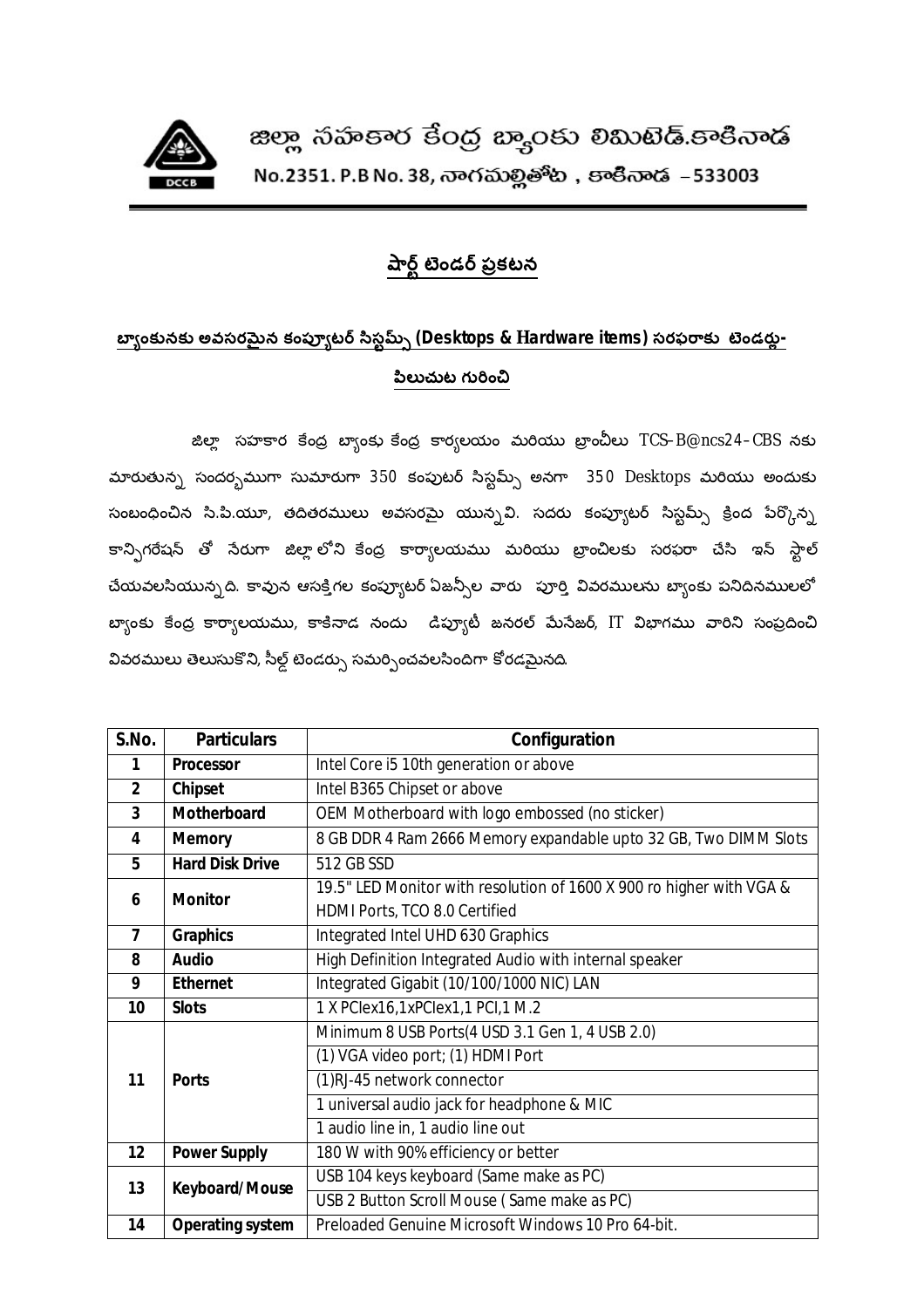# జిల్లా సహకార కేంద్ర బ్యాంకు లిమిటెడ్.కాకినాడ

No.2351. P.B No. 38, నాగమల్లితోట , కాకినాడ – 533003

## షార్ట్ టెండర్ ప్రకటన

**బ్యాంకునకు అవసరమైన కంప్యూటర్ సిస్టమ్స్ (Desktops & Hardware items) సరఫరాకు టెండర్లు-పిలుచుట గురించి**

జిల్లా సహకార కేంద్ర బ్యాంకు కేంద్ర కార్యలయం మరియు బ్రాంచీలు TCS-B@ncs24-CBS నకు మారుతున్న సందర్భముగా సుమారుగా 350 కంపుటర్ సిస్టమ్స్ అనగా 350 Desktops మరియు అందుకు సంబంధించిన సి.పి.యూ, తదితరములు అవసరమై యున్నవి. సదరు కంప్యూటర్ సిస్టమ్స్ క్రింద పేర్కొన్న కాన్ఫిగరేషన్ తో నేరుగా జిల్లా లోని కేంద్ర కార్యాలయము మరియు బ్రాంచిలకు సరఫరా చేసి ఇన్ స్టాల్ చేయవలసియున్నది. కావున ఆసక్తిగల కంప్యూటర్ ఏజన్సీల వారు పూర్తి వివరములను బ్యాంకు పనిదినములలో బ్యాంకు కేంద్ర కార్యాలయము, కాకినాడ నందు డిప్యూటీ జనరల్ మేనేజర్, IT విభాగము వారిని సంప్రదించి వివరములు తెలుసుకొని, సీల్డ్ టెండర్సు సమర్పించవలసిందిగా కోరడమైనది.

| S.No. | Particulars | Configuration |
|---|---|---|
| 1 | **Processor** | Intel Core i5 10th generation or above |
| 2 | **Chipset** | Intel B365 Chipset or above |
| 3 | **Motherboard** | OEM Motherboard with logo embossed (no sticker) |
| 4 | **Memory** | 8 GB DDR 4 Ram 2666 Memory expandable upto 32 GB, Two DIMM Slots |
| 5 | **Hard Disk Drive** | 512 GB SSD |
| 6 | **Monitor** | 19.5" LED Monitor with resolution of 1600 X 900 ro higher with VGA & HDMI Ports, TCO 8.0 Certified |
| 7 | **Graphics** | Integrated Intel UHD 630 Graphics |
| 8 | **Audio** | High Definition Integrated Audio with internal speaker |
| 9 | **Ethernet** | Integrated Gigabit (10/100/1000 NIC) LAN |
| 10 | **Slots** | 1 X PCIex16,1xPCIex1,1 PCI,1 M.2 |
| 11 | **Ports** | Minimum 8 USB Ports(4 USD 3.1 Gen 1, 4 USB 2.0) |
| | | (1) VGA video port; (1) HDMI Port |
| | | (1)RJ-45 network connector |
| | | 1 universal audio jack for headphone & MIC |
| | | 1 audio line in, 1 audio line out |
| 12 | **Power Supply** | 180 W with 90% efficiency or better |
| 13 | **Keyboard/Mouse** | USB 104 keys keyboard (Same make as PC) |
| | | USB 2 Button Scroll Mouse ( Same make as PC) |
| 14 | **Operating system** | Preloaded Genuine Microsoft Windows 10 Pro 64-bit. |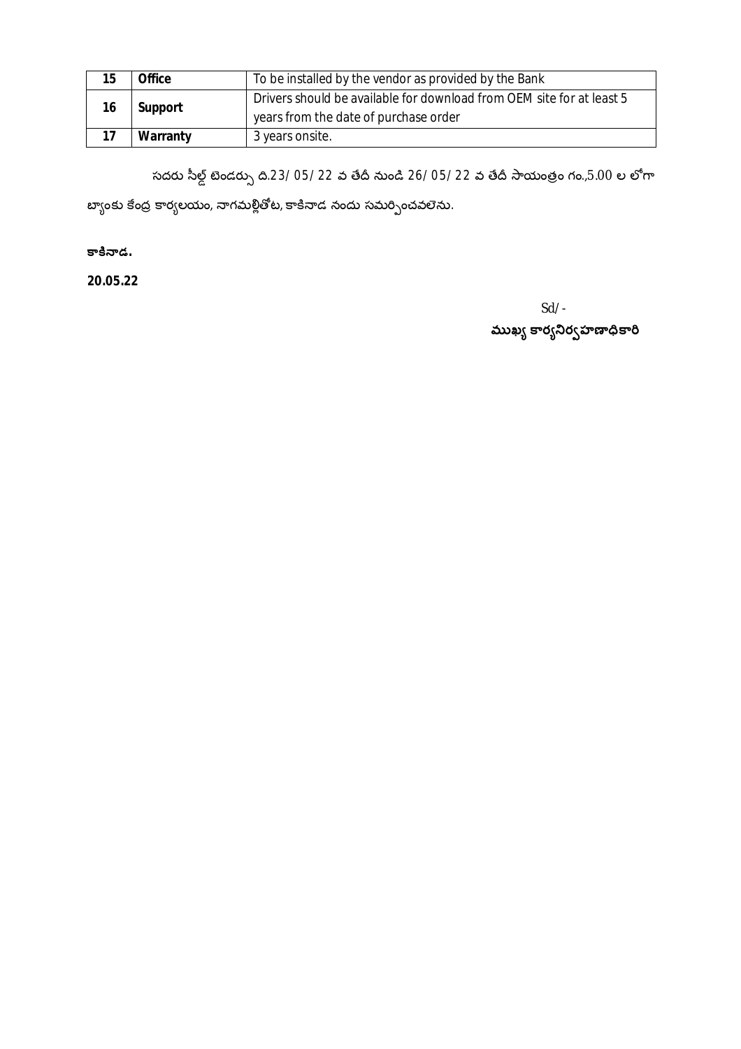| | | |
|---|---|---|
| 15 | **Office** | To be installed by the vendor as provided by the Bank |
| 16 | **Support** | Drivers should be available for download from OEM site for at least 5 years from the date of purchase order |
| 17 | **Warranty** | 3 years onsite. |

సదరు సీల్డ్ టెండర్సు ది.23/05/22 వ తేదీ నుండి 26/05/22 వ తేదీ సాయంత్రం గం.,5.00 ల లోగా బ్యాంకు కేంద్ర కార్యలయం, నాగమల్లితోట, కాకినాడ నందు సమర్పించవలెను.

**కాకినాడ.**

**20.05.22**

Sd/-

**ముఖ్య కార్యనిర్వహణాధికారి**